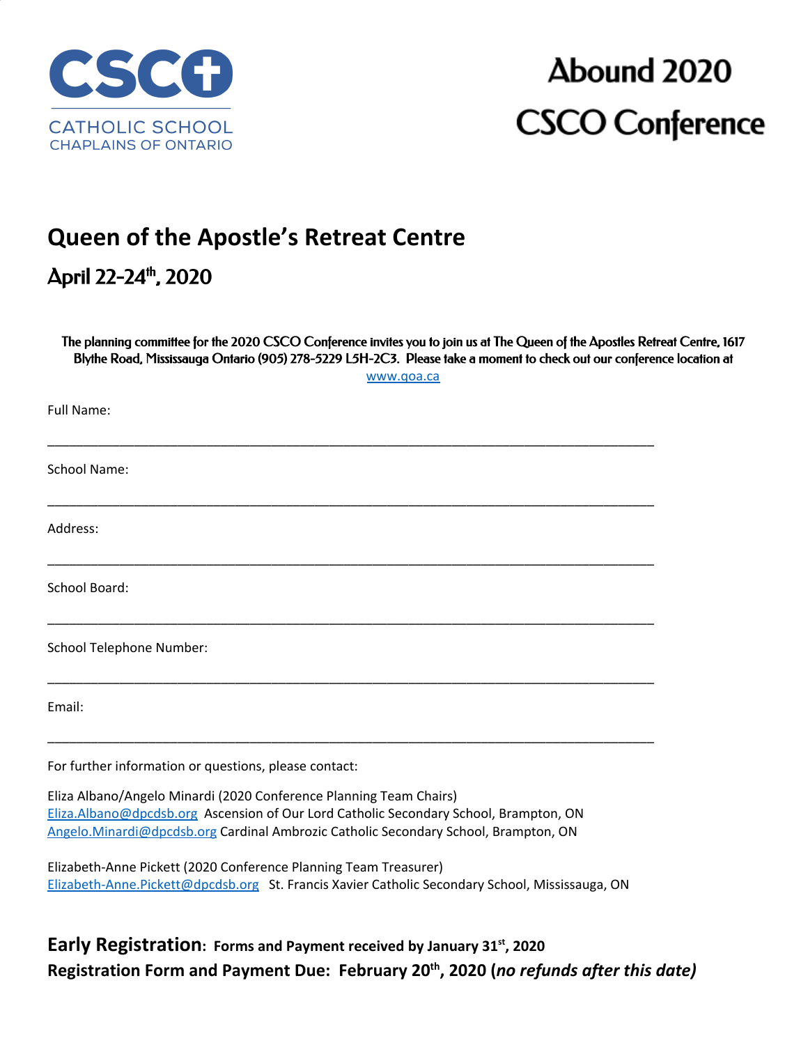CSCO

CATHOLIC SCHOOL
CHAPLAINS OF ONTARIO

# Abound 2020
# CSCO Conference

## Queen of the Apostle's Retreat Centre

### April 22-24th, 2020

**The planning committee for the 2020 CSCO Conference invites you to join us at The Queen of the Apostles Retreat Centre, 1617 Blythe Road, Mississauga Ontario (905) 278-5229 L5H-2C3. Please take a moment to check out our conference location at** www.qoa.ca

Full Name:

___________________________________________________________________________

School Name:

___________________________________________________________________________

Address:

___________________________________________________________________________

School Board:

___________________________________________________________________________

School Telephone Number:

___________________________________________________________________________

Email:

___________________________________________________________________________

For further information or questions, please contact:

Eliza Albano/Angelo Minardi (2020 Conference Planning Team Chairs)
Eliza.Albano@dpcdsb.org Ascension of Our Lord Catholic Secondary School, Brampton, ON
Angelo.Minardi@dpcdsb.org Cardinal Ambrozic Catholic Secondary School, Brampton, ON

Elizabeth-Anne Pickett (2020 Conference Planning Team Treasurer)
Elizabeth-Anne.Pickett@dpcdsb.org St. Francis Xavier Catholic Secondary School, Mississauga, ON

**Early Registration: Forms and Payment received by January 31st, 2020**
**Registration Form and Payment Due: February 20th, 2020 (*no refunds after this date)***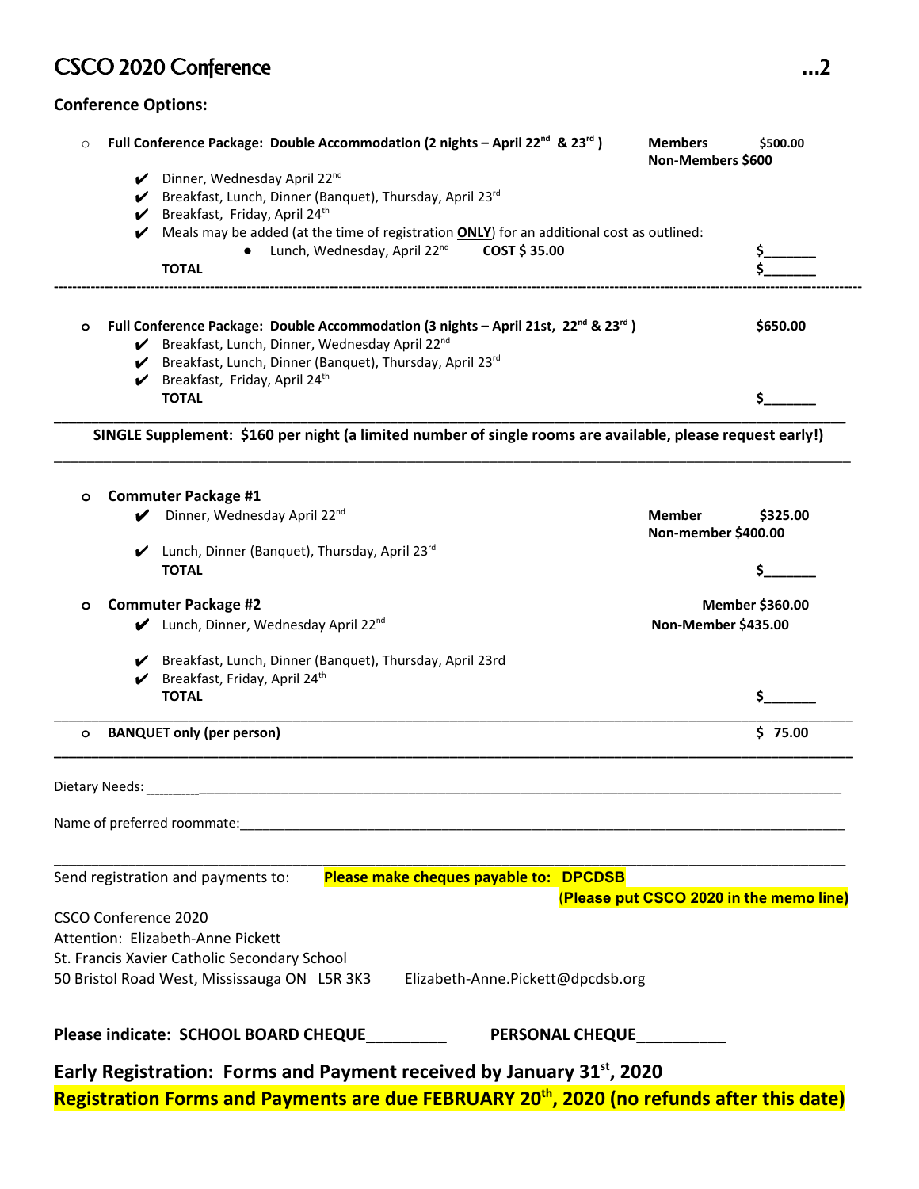## CSCO 2020 Conference

**Conference Options:**

- **Full Conference Package: Double Accommodation (2 nights – April 22nd & 23rd)** — **Members $500.00 / Non-Members $600**
  - ✔ Dinner, Wednesday April 22nd
  - ✔ Breakfast, Lunch, Dinner (Banquet), Thursday, April 23rd
  - ✔ Breakfast, Friday, April 24th
  - ✔ Meals may be added (at the time of registration **ONLY**) for an additional cost as outlined:
    - Lunch, Wednesday, April 22nd **COST $ 35.00** — **$______**

  **TOTAL** **$______**

---

- **Full Conference Package: Double Accommodation (3 nights – April 21st, 22nd & 23rd)** — **$650.00**
  - ✔ Breakfast, Lunch, Dinner, Wednesday April 22nd
  - ✔ Breakfast, Lunch, Dinner (Banquet), Thursday, April 23rd
  - ✔ Breakfast, Friday, April 24th

  **TOTAL** **$______**

---

**SINGLE Supplement: $160 per night (a limited number of single rooms are available, please request early!)**

---

- **Commuter Package #1** — **Member $325.00 / Non-member $400.00**
  - ✔ Dinner, Wednesday April 22nd
  - ✔ Lunch, Dinner (Banquet), Thursday, April 23rd

  **TOTAL** **$______**

- **Commuter Package #2** — **Member $360.00 / Non-Member $435.00**
  - ✔ Lunch, Dinner, Wednesday April 22nd
  - ✔ Breakfast, Lunch, Dinner (Banquet), Thursday, April 23rd
  - ✔ Breakfast, Friday, April 24th

  **TOTAL** **$______**

---

- **BANQUET only (per person)** — **$ 75.00**

---

Dietary Needs: ______________________________________________

Name of preferred roommate: ______________________________________________

---

Send registration and payments to: **Please make cheques payable to: DPCDSB** **(Please put CSCO 2020 in the memo line)**

CSCO Conference 2020
Attention: Elizabeth-Anne Pickett
St. Francis Xavier Catholic Secondary School
50 Bristol Road West, Mississauga ON L5R 3K3 Elizabeth-Anne.Pickett@dpcdsb.org

**Please indicate: SCHOOL BOARD CHEQUE_________ PERSONAL CHEQUE__________**

**Early Registration: Forms and Payment received by January 31st, 2020**

**Registration Forms and Payments are due FEBRUARY 20th, 2020 (no refunds after this date)**